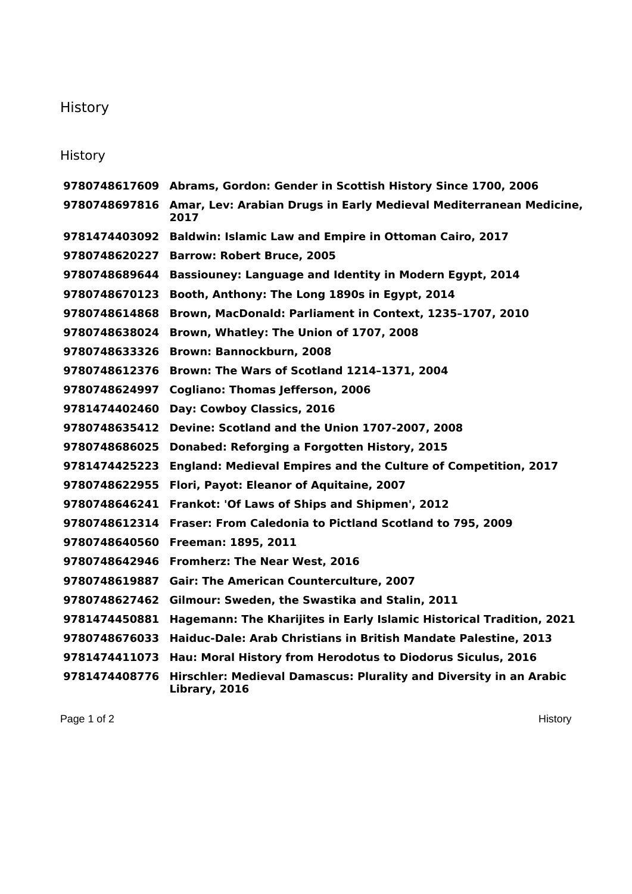# History

## History

| | |
|---|---|
| **9780748617609** | **Abrams, Gordon: Gender in Scottish History Since 1700, 2006** |
| **9780748697816** | **Amar, Lev: Arabian Drugs in Early Medieval Mediterranean Medicine, 2017** |
| **9781474403092** | **Baldwin: Islamic Law and Empire in Ottoman Cairo, 2017** |
| **9780748620227** | **Barrow: Robert Bruce, 2005** |
| **9780748689644** | **Bassiouney: Language and Identity in Modern Egypt, 2014** |
| **9780748670123** | **Booth, Anthony: The Long 1890s in Egypt, 2014** |
| **9780748614868** | **Brown, MacDonald: Parliament in Context, 1235–1707, 2010** |
| **9780748638024** | **Brown, Whatley: The Union of 1707, 2008** |
| **9780748633326** | **Brown: Bannockburn, 2008** |
| **9780748612376** | **Brown: The Wars of Scotland 1214–1371, 2004** |
| **9780748624997** | **Cogliano: Thomas Jefferson, 2006** |
| **9781474402460** | **Day: Cowboy Classics, 2016** |
| **9780748635412** | **Devine: Scotland and the Union 1707-2007, 2008** |
| **9780748686025** | **Donabed: Reforging a Forgotten History, 2015** |
| **9781474425223** | **England: Medieval Empires and the Culture of Competition, 2017** |
| **9780748622955** | **Flori, Payot: Eleanor of Aquitaine, 2007** |
| **9780748646241** | **Frankot: 'Of Laws of Ships and Shipmen', 2012** |
| **9780748612314** | **Fraser: From Caledonia to Pictland Scotland to 795, 2009** |
| **9780748640560** | **Freeman: 1895, 2011** |
| **9780748642946** | **Fromherz: The Near West, 2016** |
| **9780748619887** | **Gair: The American Counterculture, 2007** |
| **9780748627462** | **Gilmour: Sweden, the Swastika and Stalin, 2011** |
| **9781474450881** | **Hagemann: The Kharijites in Early Islamic Historical Tradition, 2021** |
| **9780748676033** | **Haiduc-Dale: Arab Christians in British Mandate Palestine, 2013** |
| **9781474411073** | **Hau: Moral History from Herodotus to Diodorus Siculus, 2016** |
| **9781474408776** | **Hirschler: Medieval Damascus: Plurality and Diversity in an Arabic Library, 2016** |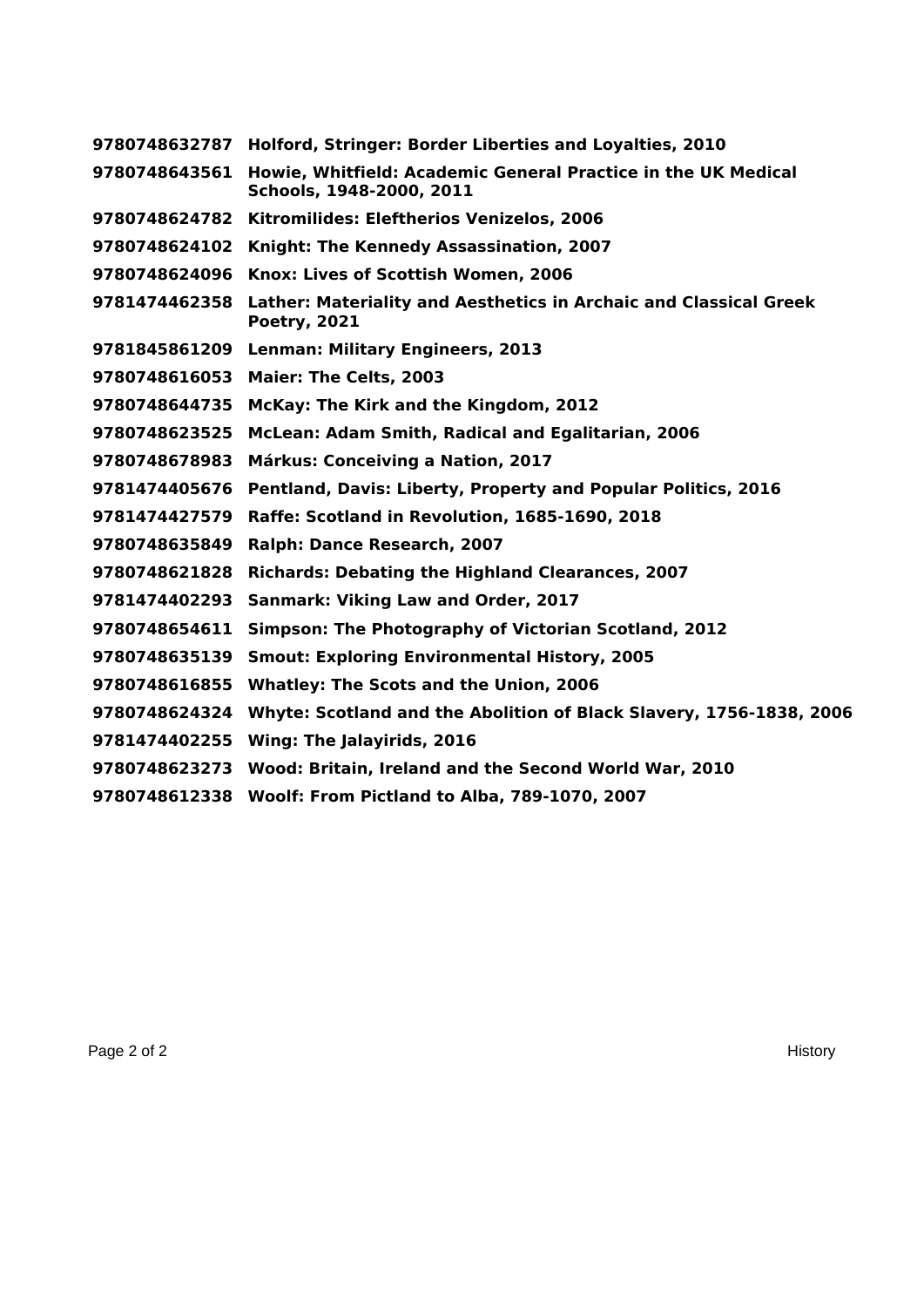**9780748632787 Holford, Stringer: Border Liberties and Loyalties, 2010**

**9780748643561 Howie, Whitfield: Academic General Practice in the UK Medical Schools, 1948-2000, 2011**

**9780748624782 Kitromilides: Eleftherios Venizelos, 2006**

**9780748624102 Knight: The Kennedy Assassination, 2007**

**9780748624096 Knox: Lives of Scottish Women, 2006**

**9781474462358 Lather: Materiality and Aesthetics in Archaic and Classical Greek Poetry, 2021**

**9781845861209 Lenman: Military Engineers, 2013**

**9780748616053 Maier: The Celts, 2003**

**9780748644735 McKay: The Kirk and the Kingdom, 2012**

**9780748623525 McLean: Adam Smith, Radical and Egalitarian, 2006**

**9780748678983 Márkus: Conceiving a Nation, 2017**

**9781474405676 Pentland, Davis: Liberty, Property and Popular Politics, 2016**

**9781474427579 Raffe: Scotland in Revolution, 1685-1690, 2018**

**9780748635849 Ralph: Dance Research, 2007**

**9780748621828 Richards: Debating the Highland Clearances, 2007**

**9781474402293 Sanmark: Viking Law and Order, 2017**

**9780748654611 Simpson: The Photography of Victorian Scotland, 2012**

**9780748635139 Smout: Exploring Environmental History, 2005**

**9780748616855 Whatley: The Scots and the Union, 2006**

**9780748624324 Whyte: Scotland and the Abolition of Black Slavery, 1756-1838, 2006**

**9781474402255 Wing: The Jalayirids, 2016**

**9780748623273 Wood: Britain, Ireland and the Second World War, 2010**

**9780748612338 Woolf: From Pictland to Alba, 789-1070, 2007**